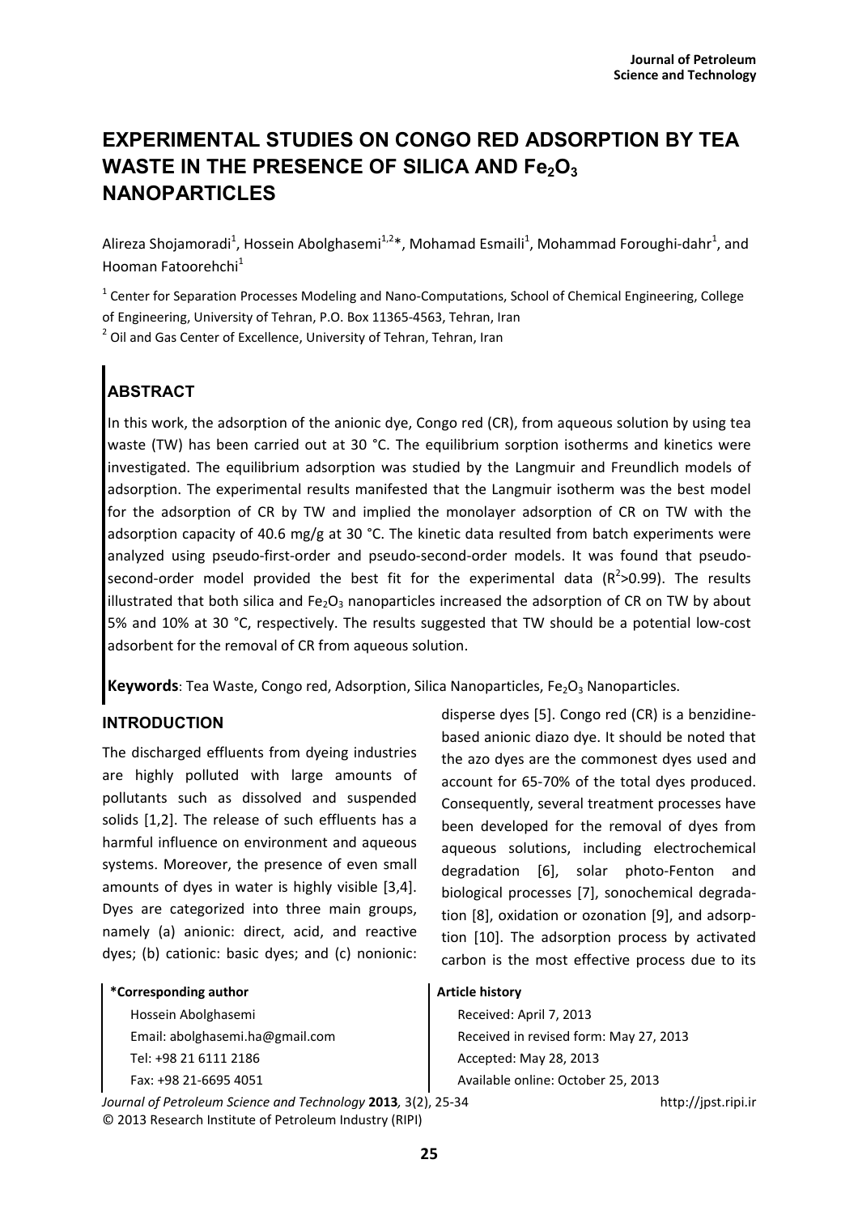# EXPERIMENTAL STUDIES ON CONGO RED ADSORPTION BY TEA WASTE IN THE PRESENCE OF SILICA AND $Fe_2O_3$ NANOPARTICLES

Alireza Shojamoradi[1], Hossein Abolghasemi[1,2]*, Mohamad Esmaili[1], Mohammad Foroughi-dahr[1], and Hooman Fatoorehchi[1]

[1] Center for Separation Processes Modeling and Nano-Computations, School of Chemical Engineering, College of Engineering, University of Tehran, P.O. Box 11365-4563, Tehran, Iran

[2] Oil and Gas Center of Excellence, University of Tehran, Tehran, Iran

## ABSTRACT

In this work, the adsorption of the anionic dye, Congo red (CR), from aqueous solution by using tea waste (TW) has been carried out at 30 °C. The equilibrium sorption isotherms and kinetics were investigated. The equilibrium adsorption was studied by the Langmuir and Freundlich models of adsorption. The experimental results manifested that the Langmuir isotherm was the best model for the adsorption of CR by TW and implied the monolayer adsorption of CR on TW with the adsorption capacity of 40.6 mg/g at 30 °C. The kinetic data resulted from batch experiments were analyzed using pseudo-first-order and pseudo-second-order models. It was found that pseudo-second-order model provided the best fit for the experimental data ($R^2$>0.99). The results illustrated that both silica and $Fe_2O_3$ nanoparticles increased the adsorption of CR on TW by about 5% and 10% at 30 °C, respectively. The results suggested that TW should be a potential low-cost adsorbent for the removal of CR from aqueous solution.

**Keywords**: Tea Waste, Congo red, Adsorption, Silica Nanoparticles, $Fe_2O_3$ Nanoparticles.

## INTRODUCTION

The discharged effluents from dyeing industries are highly polluted with large amounts of pollutants such as dissolved and suspended solids [1,2]. The release of such effluents has a harmful influence on environment and aqueous systems. Moreover, the presence of even small amounts of dyes in water is highly visible [3,4]. Dyes are categorized into three main groups, namely (a) anionic: direct, acid, and reactive dyes; (b) cationic: basic dyes; and (c) nonionic: disperse dyes [5]. Congo red (CR) is a benzidine-based anionic diazo dye. It should be noted that the azo dyes are the commonest dyes used and account for 65-70% of the total dyes produced. Consequently, several treatment processes have been developed for the removal of dyes from aqueous solutions, including electrochemical degradation [6], solar photo-Fenton and biological processes [7], sonochemical degradation [8], oxidation or ozonation [9], and adsorption [10]. The adsorption process by activated carbon is the most effective process due to its

**\*Corresponding author**

Hossein Abolghasemi

Email: abolghasemi.ha@gmail.com

Tel: +98 21 6111 2186

Fax: +98 21-6695 4051

**Article history**

Received: April 7, 2013

Received in revised form: May 27, 2013

Accepted: May 28, 2013

Available online: October 25, 2013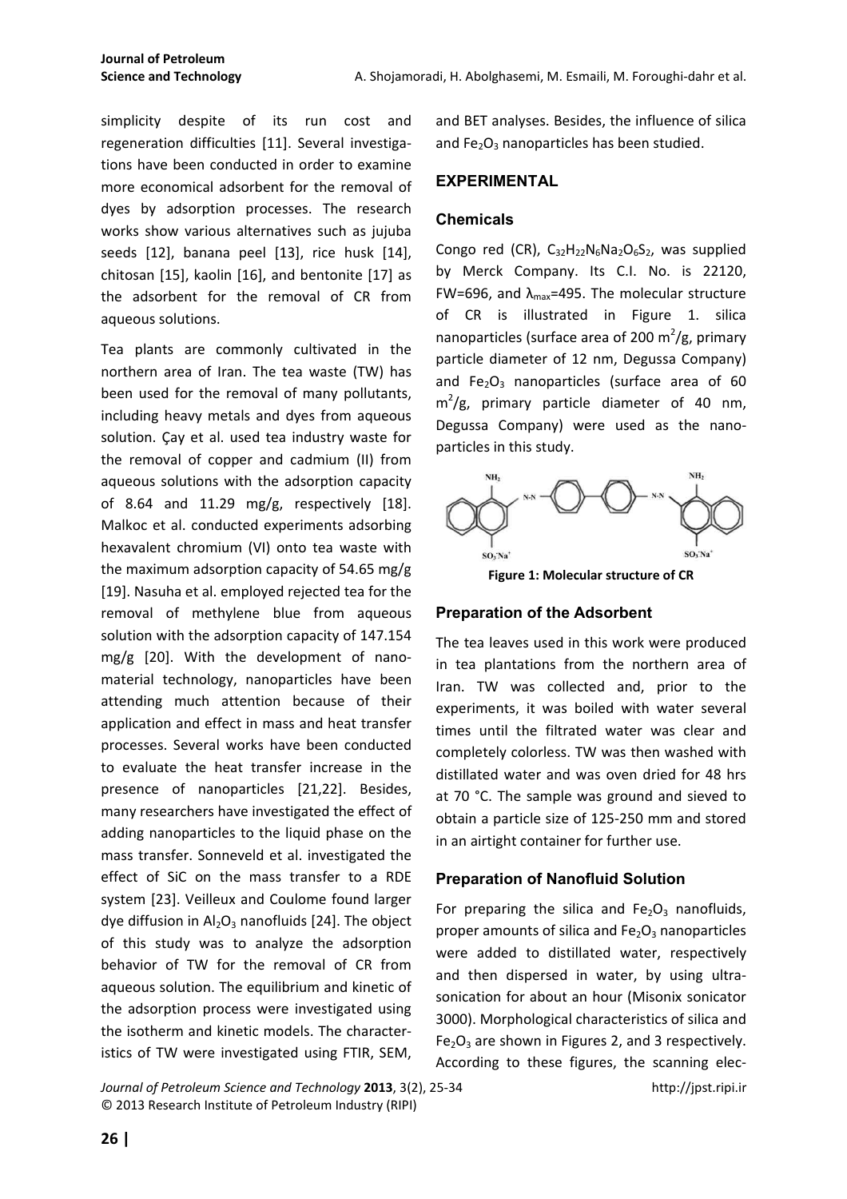simplicity despite of its run cost and regeneration difficulties [11]. Several investigations have been conducted in order to examine more economical adsorbent for the removal of dyes by adsorption processes. The research works show various alternatives such as jujuba seeds [12], banana peel [13], rice husk [14], chitosan [15], kaolin [16], and bentonite [17] as the adsorbent for the removal of CR from aqueous solutions.

Tea plants are commonly cultivated in the northern area of Iran. The tea waste (TW) has been used for the removal of many pollutants, including heavy metals and dyes from aqueous solution. Çay et al. used tea industry waste for the removal of copper and cadmium (II) from aqueous solutions with the adsorption capacity of 8.64 and 11.29 mg/g, respectively [18]. Malkoc et al. conducted experiments adsorbing hexavalent chromium (VI) onto tea waste with the maximum adsorption capacity of 54.65 mg/g [19]. Nasuha et al. employed rejected tea for the removal of methylene blue from aqueous solution with the adsorption capacity of 147.154 mg/g [20]. With the development of nanomaterial technology, nanoparticles have been attending much attention because of their application and effect in mass and heat transfer processes. Several works have been conducted to evaluate the heat transfer increase in the presence of nanoparticles [21,22]. Besides, many researchers have investigated the effect of adding nanoparticles to the liquid phase on the mass transfer. Sonneveld et al. investigated the effect of SiC on the mass transfer to a RDE system [23]. Veilleux and Coulome found larger dye diffusion in $Al_2O_3$ nanofluids [24]. The object of this study was to analyze the adsorption behavior of TW for the removal of CR from aqueous solution. The equilibrium and kinetic of the adsorption process were investigated using the isotherm and kinetic models. The characteristics of TW were investigated using FTIR, SEM, and BET analyses. Besides, the influence of silica and $Fe_2O_3$ nanoparticles has been studied.

## EXPERIMENTAL

### Chemicals

Congo red (CR), $C_{32}H_{22}N_6Na_2O_6S_2$, was supplied by Merck Company. Its C.I. No. is 22120, FW=696, and $\lambda_{max}$=495. The molecular structure of CR is illustrated in Figure 1. silica nanoparticles (surface area of 200 $m^2/g$, primary particle diameter of 12 nm, Degussa Company) and $Fe_2O_3$ nanoparticles (surface area of 60 $m^2/g$, primary particle diameter of 40 nm, Degussa Company) were used as the nanoparticles in this study.

**Figure 1: Molecular structure of CR**

### Preparation of the Adsorbent

The tea leaves used in this work were produced in tea plantations from the northern area of Iran. TW was collected and, prior to the experiments, it was boiled with water several times until the filtrated water was clear and completely colorless. TW was then washed with distillated water and was oven dried for 48 hrs at 70 °C. The sample was ground and sieved to obtain a particle size of 125-250 mm and stored in an airtight container for further use.

### Preparation of Nanofluid Solution

For preparing the silica and $Fe_2O_3$ nanofluids, proper amounts of silica and $Fe_2O_3$ nanoparticles were added to distillated water, respectively and then dispersed in water, by using ultrasonication for about an hour (Misonix sonicator 3000). Morphological characteristics of silica and $Fe_2O_3$ are shown in Figures 2, and 3 respectively. According to these figures, the scanning elec-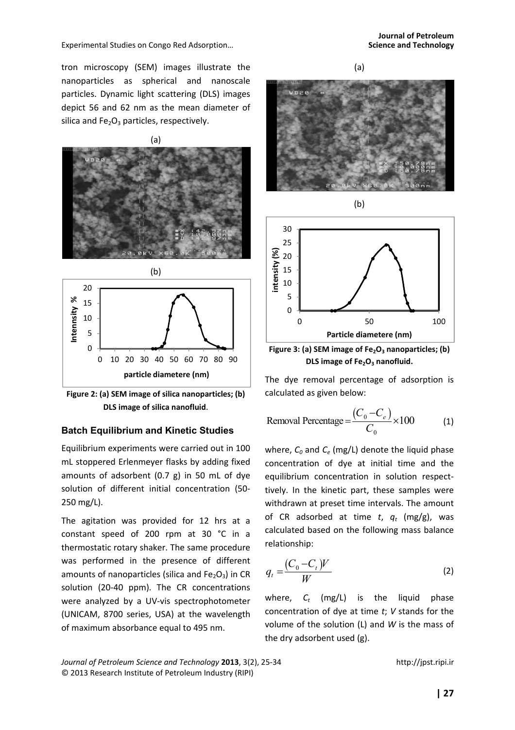tron microscopy (SEM) images illustrate the nanoparticles as spherical and nanoscale particles. Dynamic light scattering (DLS) images depict 56 and 62 nm as the mean diameter of silica and $Fe_2O_3$ particles, respectively.

**Figure 2: (a) SEM image of silica nanoparticles; (b) DLS image of silica nanofluid.**

### Batch Equilibrium and Kinetic Studies

Equilibrium experiments were carried out in 100 mL stoppered Erlenmeyer flasks by adding fixed amounts of adsorbent (0.7 g) in 50 mL of dye solution of different initial concentration (50-250 mg/L).

The agitation was provided for 12 hrs at a constant speed of 200 rpm at 30 °C in a thermostatic rotary shaker. The same procedure was performed in the presence of different amounts of nanoparticles (silica and $Fe_2O_3$) in CR solution (20-40 ppm). The CR concentrations were analyzed by a UV-vis spectrophotometer (UNICAM, 8700 series, USA) at the wavelength of maximum absorbance equal to 495 nm.

**Figure 3: (a) SEM image of $Fe_2O_3$ nanoparticles; (b) DLS image of $Fe_2O_3$ nanofluid.**

The dye removal percentage of adsorption is calculated as given below:

$$\text{Removal Percentage} = \frac{(C_0 - C_e)}{C_0} \times 100 \tag{1}$$

where, $C_0$ and $C_e$ (mg/L) denote the liquid phase concentration of dye at initial time and the equilibrium concentration in solution respect-tively. In the kinetic part, these samples were withdrawn at preset time intervals. The amount of CR adsorbed at time $t$, $q_t$ (mg/g), was calculated based on the following mass balance relationship:

$$q_t = \frac{(C_0 - C_t)V}{W} \tag{2}$$

where, $C_t$ (mg/L) is the liquid phase concentration of dye at time $t$; $V$ stands for the volume of the solution (L) and $W$ is the mass of the dry adsorbent used (g).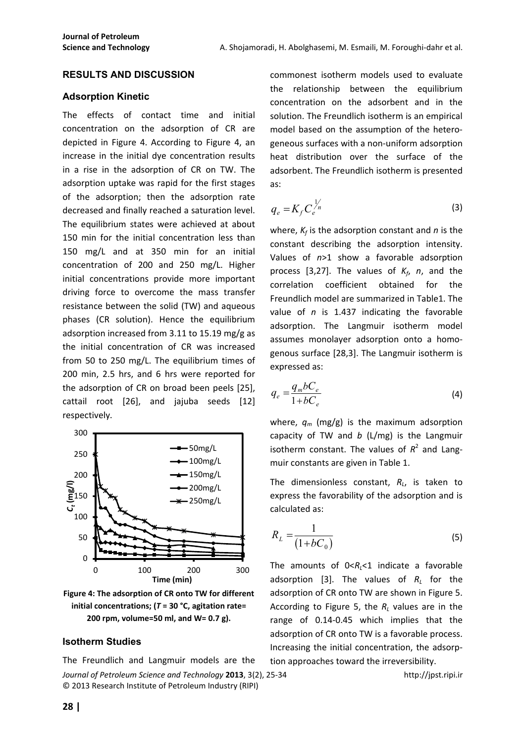## RESULTS AND DISCUSSION

### Adsorption Kinetic

The effects of contact time and initial concentration on the adsorption of CR are depicted in Figure 4. According to Figure 4, an increase in the initial dye concentration results in a rise in the adsorption of CR on TW. The adsorption uptake was rapid for the first stages of the adsorption; then the adsorption rate decreased and finally reached a saturation level. The equilibrium states were achieved at about 150 min for the initial concentration less than 150 mg/L and at 350 min for an initial concentration of 200 and 250 mg/L. Higher initial concentrations provide more important driving force to overcome the mass transfer resistance between the solid (TW) and aqueous phases (CR solution). Hence the equilibrium adsorption increased from 3.11 to 15.19 mg/g as the initial concentration of CR was increased from 50 to 250 mg/L. The equilibrium times of 200 min, 2.5 hrs, and 6 hrs were reported for the adsorption of CR on broad been peels [25], cattail root [26], and jajuba seeds [12] respectively.

**Figure 4: The adsorption of CR onto TW for different initial concentrations; ($T$ = 30 °C, agitation rate= 200 rpm, volume=50 ml, and W= 0.7 g).**

### Isotherm Studies

The Freundlich and Langmuir models are the commonest isotherm models used to evaluate the relationship between the equilibrium concentration on the adsorbent and in the solution. The Freundlich isotherm is an empirical model based on the assumption of the heterogeneous surfaces with a non-uniform adsorption heat distribution over the surface of the adsorbent. The Freundlich isotherm is presented as:

$$q_e = K_f C_e^{1/n} \tag{3}$$

where, $K_f$ is the adsorption constant and $n$ is the constant describing the adsorption intensity. Values of $n$>1 show a favorable adsorption process [3,27]. The values of $K_f$, $n$, and the correlation coefficient obtained for the Freundlich model are summarized in Table1. The value of $n$ is 1.437 indicating the favorable adsorption. The Langmuir isotherm model assumes monolayer adsorption onto a homogenous surface [28,3]. The Langmuir isotherm is expressed as:

$$q_e = \frac{q_m b C_e}{1 + b C_e} \tag{4}$$

where, $q_m$ (mg/g) is the maximum adsorption capacity of TW and $b$ (L/mg) is the Langmuir isotherm constant. The values of $R^2$ and Langmuir constants are given in Table 1.

The dimensionless constant, $R_L$, is taken to express the favorability of the adsorption and is calculated as:

$$R_L = \frac{1}{(1 + b C_0)} \tag{5}$$

The amounts of $0<R_L<1$ indicate a favorable adsorption [3]. The values of $R_L$ for the adsorption of CR onto TW are shown in Figure 5. According to Figure 5, the $R_L$ values are in the range of 0.14-0.45 which implies that the adsorption of CR onto TW is a favorable process. Increasing the initial concentration, the adsorption approaches toward the irreversibility.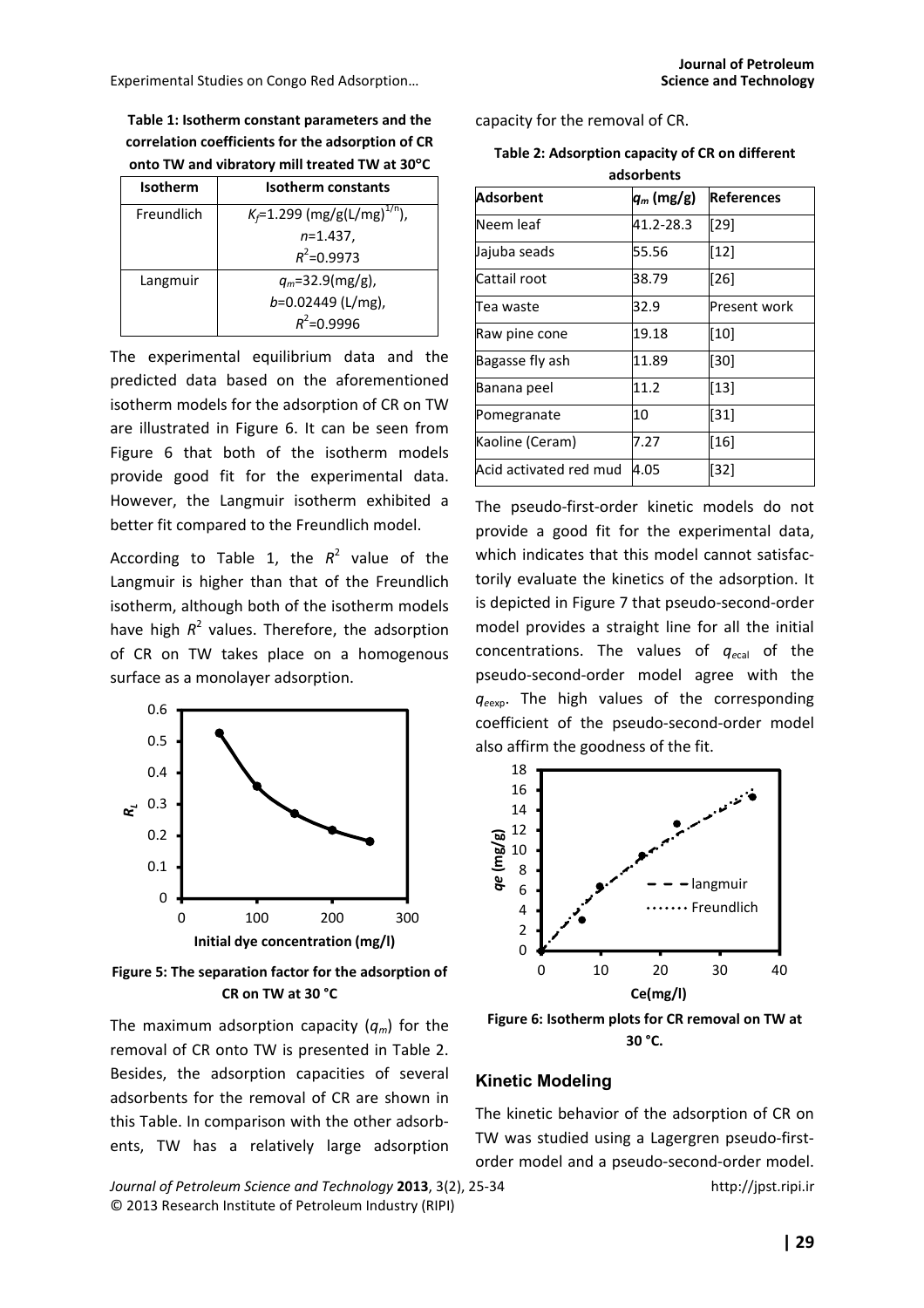**Table 1: Isotherm constant parameters and the correlation coefficients for the adsorption of CR onto TW and vibratory mill treated TW at 30°C**

| Isotherm | Isotherm constants |
|---|---|
| Freundlich | $K_f$=1.299 (mg/g(L/mg)$^{1/n}$), $n$=1.437, $R^2$=0.9973 |
| Langmuir | $q_m$=32.9(mg/g), $b$=0.02449 (L/mg), $R^2$=0.9996 |

The experimental equilibrium data and the predicted data based on the aforementioned isotherm models for the adsorption of CR on TW are illustrated in Figure 6. It can be seen from Figure 6 that both of the isotherm models provide good fit for the experimental data. However, the Langmuir isotherm exhibited a better fit compared to the Freundlich model.

According to Table 1, the $R^2$ value of the Langmuir is higher than that of the Freundlich isotherm, although both of the isotherm models have high $R^2$ values. Therefore, the adsorption of CR on TW takes place on a homogenous surface as a monolayer adsorption.

**Figure 5: The separation factor for the adsorption of CR on TW at 30 °C**

The maximum adsorption capacity ($q_m$) for the removal of CR onto TW is presented in Table 2. Besides, the adsorption capacities of several adsorbents for the removal of CR are shown in this Table. In comparison with the other adsorbents, TW has a relatively large adsorption capacity for the removal of CR.

**Table 2: Adsorption capacity of CR on different adsorbents**

| Adsorbent | $q_m$ (mg/g) | References |
|---|---|---|
| Neem leaf | 41.2-28.3 | [29] |
| Jajuba seads | 55.56 | [12] |
| Cattail root | 38.79 | [26] |
| Tea waste | 32.9 | Present work |
| Raw pine cone | 19.18 | [10] |
| Bagasse fly ash | 11.89 | [30] |
| Banana peel | 11.2 | [13] |
| Pomegranate | 10 | [31] |
| Kaoline (Ceram) | 7.27 | [16] |
| Acid activated red mud | 4.05 | [32] |

The pseudo-first-order kinetic models do not provide a good fit for the experimental data, which indicates that this model cannot satisfactorily evaluate the kinetics of the adsorption. It is depicted in Figure 7 that pseudo-second-order model provides a straight line for all the initial concentrations. The values of $q_{ecal}$ of the pseudo-second-order model agree with the $q_{eexp}$. The high values of the corresponding coefficient of the pseudo-second-order model also affirm the goodness of the fit.

**Figure 6: Isotherm plots for CR removal on TW at 30 °C.**

## Kinetic Modeling

The kinetic behavior of the adsorption of CR on TW was studied using a Lagergren pseudo-first-order model and a pseudo-second-order model.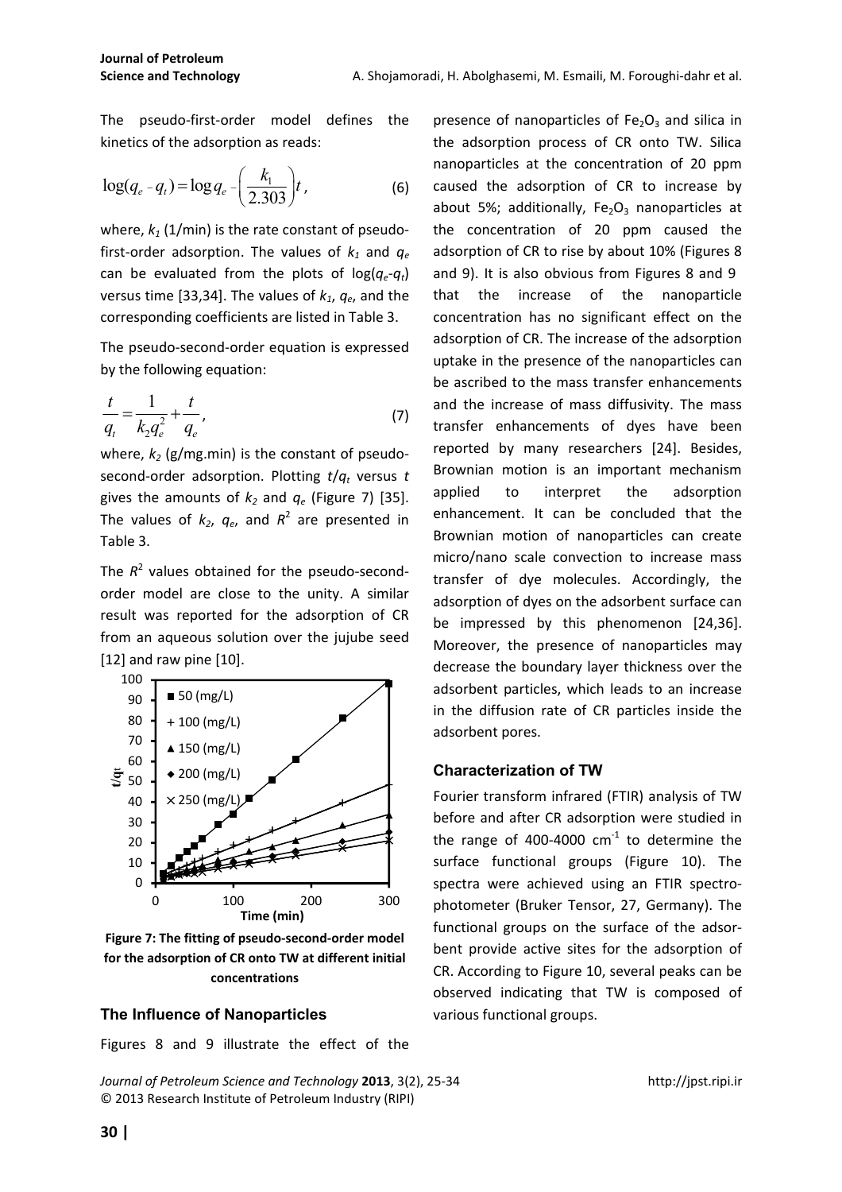The pseudo-first-order model defines the kinetics of the adsorption as reads:

$$\log(q_e - q_t) = \log q_e - \left(\frac{k_1}{2.303}\right)t, \tag{6}$$

where, $k_1$ (1/min) is the rate constant of pseudo-first-order adsorption. The values of $k_1$ and $q_e$ can be evaluated from the plots of $\log(q_e$-$q_t)$ versus time [33,34]. The values of $k_1$, $q_e$, and the corresponding coefficients are listed in Table 3.

The pseudo-second-order equation is expressed by the following equation:

$$\frac{t}{q_t} = \frac{1}{k_2 q_e^2} + \frac{t}{q_e}, \tag{7}$$

where, $k_2$ (g/mg.min) is the constant of pseudo-second-order adsorption. Plotting $t/q_t$ versus $t$ gives the amounts of $k_2$ and $q_e$ (Figure 7) [35]. The values of $k_2$, $q_e$, and $R^2$ are presented in Table 3.

The $R^2$ values obtained for the pseudo-second-order model are close to the unity. A similar result was reported for the adsorption of CR from an aqueous solution over the jujube seed [12] and raw pine [10].

**Figure 7: The fitting of pseudo-second-order model for the adsorption of CR onto TW at different initial concentrations**

### The Influence of Nanoparticles

Figures 8 and 9 illustrate the effect of the presence of nanoparticles of $Fe_2O_3$ and silica in the adsorption process of CR onto TW. Silica nanoparticles at the concentration of 20 ppm caused the adsorption of CR to increase by about 5%; additionally, $Fe_2O_3$ nanoparticles at the concentration of 20 ppm caused the adsorption of CR to rise by about 10% (Figures 8 and 9). It is also obvious from Figures 8 and 9 that the increase of the nanoparticle concentration has no significant effect on the adsorption of CR. The increase of the adsorption uptake in the presence of the nanoparticles can be ascribed to the mass transfer enhancements and the increase of mass diffusivity. The mass transfer enhancements of dyes have been reported by many researchers [24]. Besides, Brownian motion is an important mechanism applied to interpret the adsorption enhancement. It can be concluded that the Brownian motion of nanoparticles can create micro/nano scale convection to increase mass transfer of dye molecules. Accordingly, the adsorption of dyes on the adsorbent surface can be impressed by this phenomenon [24,36]. Moreover, the presence of nanoparticles may decrease the boundary layer thickness over the adsorbent particles, which leads to an increase in the diffusion rate of CR particles inside the adsorbent pores.

### Characterization of TW

Fourier transform infrared (FTIR) analysis of TW before and after CR adsorption were studied in the range of 400-4000 $cm^{-1}$ to determine the surface functional groups (Figure 10). The spectra were achieved using an FTIR spectrophotometer (Bruker Tensor, 27, Germany). The functional groups on the surface of the adsorbent provide active sites for the adsorption of CR. According to Figure 10, several peaks can be observed indicating that TW is composed of various functional groups.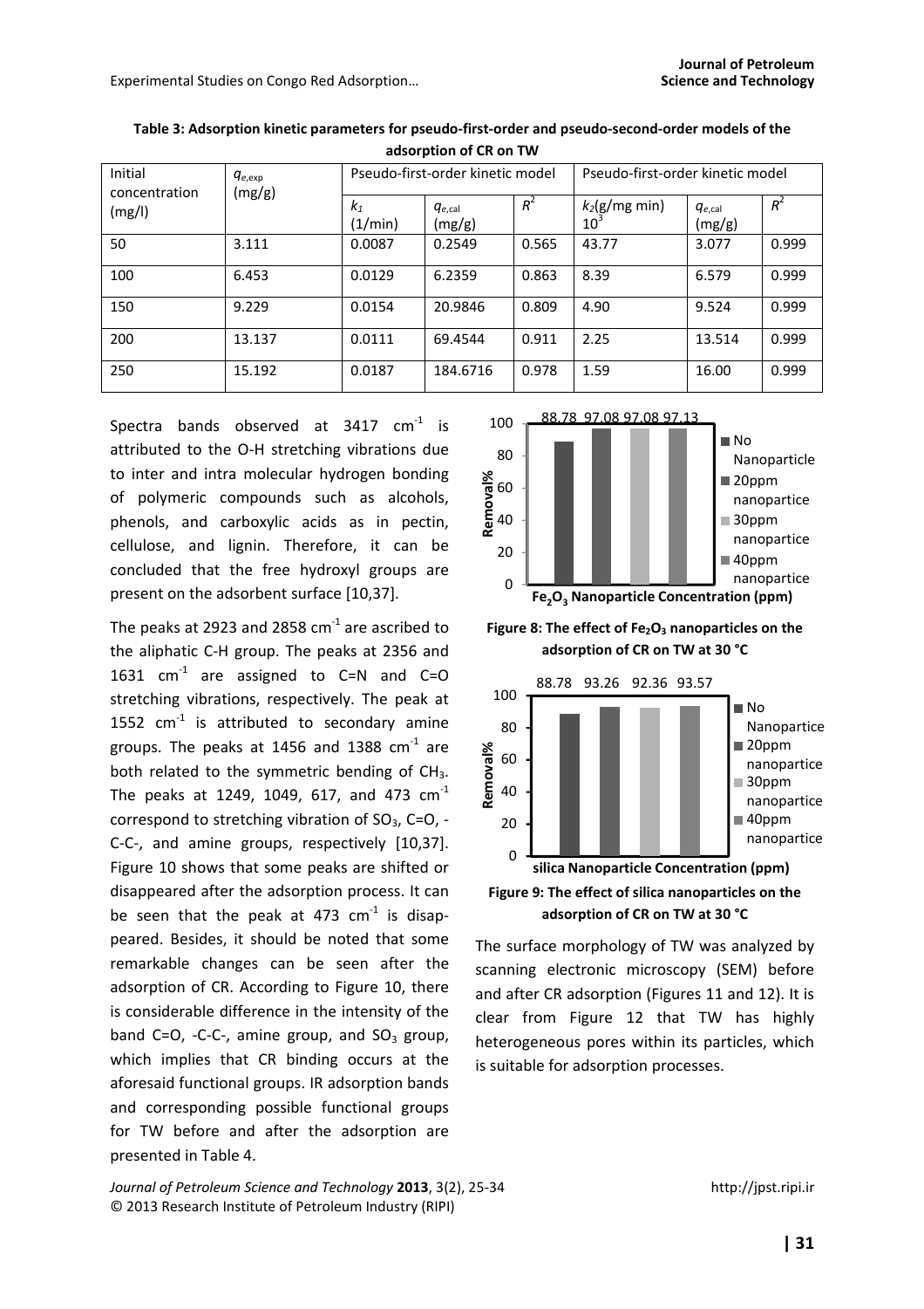**Table 3: Adsorption kinetic parameters for pseudo-first-order and pseudo-second-order models of the adsorption of CR on TW**

| Initial concentration (mg/l) | $q_{e,\text{exp}}$ (mg/g) | Pseudo-first-order kinetic model | | | Pseudo-first-order kinetic model | | |
|---|---|---|---|---|---|---|---|
| | | $k_1$ (1/min) | $q_{e,\text{cal}}$ (mg/g) | $R^2$ | $k_2$(g/mg min) $10^3$ | $q_{e,\text{cal}}$ (mg/g) | $R^2$ |
| 50 | 3.111 | 0.0087 | 0.2549 | 0.565 | 43.77 | 3.077 | 0.999 |
| 100 | 6.453 | 0.0129 | 6.2359 | 0.863 | 8.39 | 6.579 | 0.999 |
| 150 | 9.229 | 0.0154 | 20.9846 | 0.809 | 4.90 | 9.524 | 0.999 |
| 200 | 13.137 | 0.0111 | 69.4544 | 0.911 | 2.25 | 13.514 | 0.999 |
| 250 | 15.192 | 0.0187 | 184.6716 | 0.978 | 1.59 | 16.00 | 0.999 |

Spectra bands observed at 3417 $cm^{-1}$ is attributed to the O-H stretching vibrations due to inter and intra molecular hydrogen bonding of polymeric compounds such as alcohols, phenols, and carboxylic acids as in pectin, cellulose, and lignin. Therefore, it can be concluded that the free hydroxyl groups are present on the adsorbent surface [10,37].

The peaks at 2923 and 2858 $cm^{-1}$ are ascribed to the aliphatic C-H group. The peaks at 2356 and 1631 $cm^{-1}$ are assigned to C=N and C=O stretching vibrations, respectively. The peak at 1552 $cm^{-1}$ is attributed to secondary amine groups. The peaks at 1456 and 1388 $cm^{-1}$ are both related to the symmetric bending of $CH_3$. The peaks at 1249, 1049, 617, and 473 $cm^{-1}$ correspond to stretching vibration of $SO_3$, C=O, -C-C-, and amine groups, respectively [10,37]. Figure 10 shows that some peaks are shifted or disappeared after the adsorption process. It can be seen that the peak at 473 $cm^{-1}$ is disappeared. Besides, it should be noted that some remarkable changes can be seen after the adsorption of CR. According to Figure 10, there is considerable difference in the intensity of the band C=O, -C-C-, amine group, and $SO_3$ group, which implies that CR binding occurs at the aforesaid functional groups. IR adsorption bands and corresponding possible functional groups for TW before and after the adsorption are presented in Table 4.

**Figure 8: The effect of $Fe_2O_3$ nanoparticles on the adsorption of CR on TW at 30 °C**

**Figure 9: The effect of silica nanoparticles on the adsorption of CR on TW at 30 °C**

The surface morphology of TW was analyzed by scanning electronic microscopy (SEM) before and after CR adsorption (Figures 11 and 12). It is clear from Figure 12 that TW has highly heterogeneous pores within its particles, which is suitable for adsorption processes.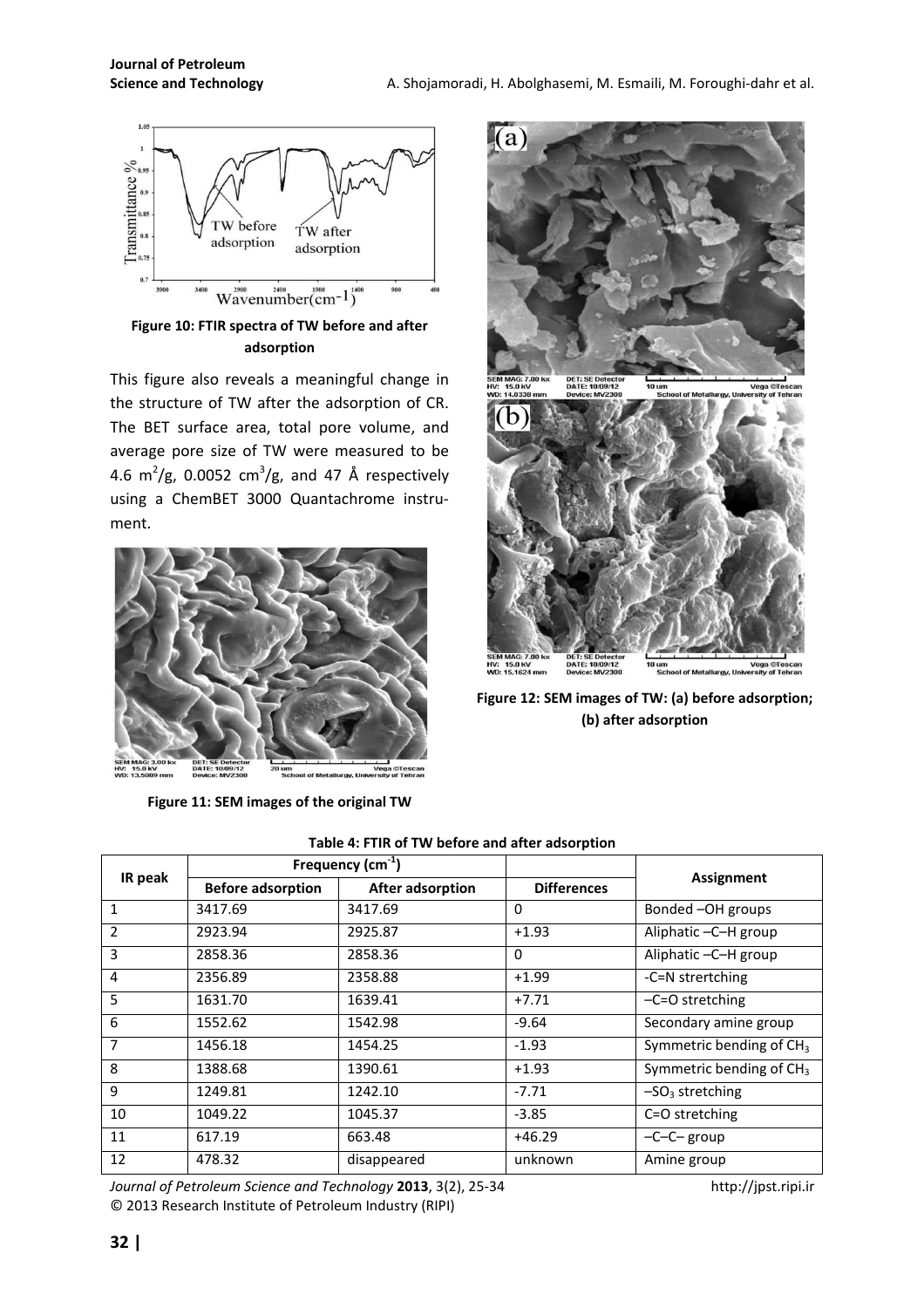**Figure 10: FTIR spectra of TW before and after adsorption**

This figure also reveals a meaningful change in the structure of TW after the adsorption of CR. The BET surface area, total pore volume, and average pore size of TW were measured to be 4.6 $m^2/g$, 0.0052 $cm^3/g$, and 47 Å respectively using a ChemBET 3000 Quantachrome instrument.

**Figure 11: SEM images of the original TW**

**Figure 12: SEM images of TW: (a) before adsorption; (b) after adsorption**

**Table 4: FTIR of TW before and after adsorption**

| IR peak | Frequency ($cm^{-1}$) | | Differences | Assignment |
|---|---|---|---|---|
| | Before adsorption | After adsorption | | |
| 1 | 3417.69 | 3417.69 | 0 | Bonded –OH groups |
| 2 | 2923.94 | 2925.87 | +1.93 | Aliphatic –C–H group |
| 3 | 2858.36 | 2858.36 | 0 | Aliphatic –C–H group |
| 4 | 2356.89 | 2358.88 | +1.99 | -C=N strertching |
| 5 | 1631.70 | 1639.41 | +7.71 | –C=O stretching |
| 6 | 1552.62 | 1542.98 | -9.64 | Secondary amine group |
| 7 | 1456.18 | 1454.25 | -1.93 | Symmetric bending of $CH_3$ |
| 8 | 1388.68 | 1390.61 | +1.93 | Symmetric bending of $CH_3$ |
| 9 | 1249.81 | 1242.10 | -7.71 | $-SO_3$ stretching |
| 10 | 1049.22 | 1045.37 | -3.85 | C=O stretching |
| 11 | 617.19 | 663.48 | +46.29 | –C–C– group |
| 12 | 478.32 | disappeared | unknown | Amine group |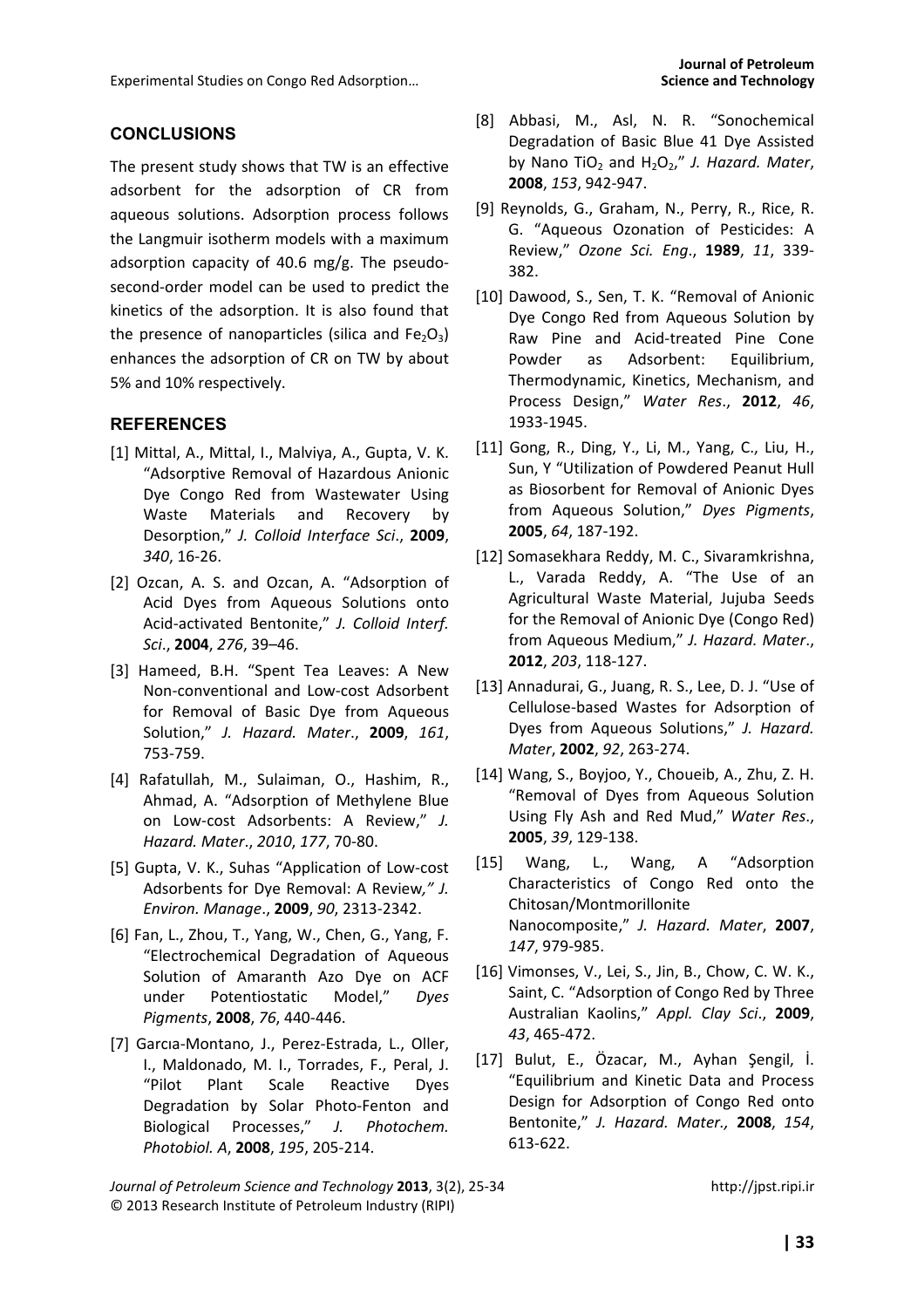## CONCLUSIONS

The present study shows that TW is an effective adsorbent for the adsorption of CR from aqueous solutions. Adsorption process follows the Langmuir isotherm models with a maximum adsorption capacity of 40.6 mg/g. The pseudo-second-order model can be used to predict the kinetics of the adsorption. It is also found that the presence of nanoparticles (silica and $Fe_2O_3$) enhances the adsorption of CR on TW by about 5% and 10% respectively.

## REFERENCES

[1] Mittal, A., Mittal, I., Malviya, A., Gupta, V. K. "Adsorptive Removal of Hazardous Anionic Dye Congo Red from Wastewater Using Waste Materials and Recovery by Desorption," *J. Colloid Interface Sci*., **2009**, *340*, 16-26.

[2] Ozcan, A. S. and Ozcan, A. "Adsorption of Acid Dyes from Aqueous Solutions onto Acid-activated Bentonite," *J. Colloid Interf. Sci*., **2004**, *276*, 39–46.

[3] Hameed, B.H. "Spent Tea Leaves: A New Non-conventional and Low-cost Adsorbent for Removal of Basic Dye from Aqueous Solution," *J. Hazard. Mater*., **2009**, *161*, 753-759.

[4] Rafatullah, M., Sulaiman, O., Hashim, R., Ahmad, A. "Adsorption of Methylene Blue on Low-cost Adsorbents: A Review," *J. Hazard. Mater*., *2010*, *177*, 70-80.

[5] Gupta, V. K., Suhas "Application of Low-cost Adsorbents for Dye Removal: A Review*," J. Environ. Manage*., **2009**, *90*, 2313-2342.

[6] Fan, L., Zhou, T., Yang, W., Chen, G., Yang, F. "Electrochemical Degradation of Aqueous Solution of Amaranth Azo Dye on ACF under Potentiostatic Model," *Dyes Pigments*, **2008**, *76*, 440-446.

[7] Garcıa-Montano, J., Perez-Estrada, L., Oller, I., Maldonado, M. I., Torrades, F., Peral, J. "Pilot Plant Scale Reactive Dyes Degradation by Solar Photo-Fenton and Biological Processes," *J. Photochem. Photobiol. A*, **2008**, *195*, 205-214.

[8] Abbasi, M., Asl, N. R. "Sonochemical Degradation of Basic Blue 41 Dye Assisted by Nano $TiO_2$ and $H_2O_2$," *J. Hazard. Mater*, **2008**, *153*, 942-947.

[9] Reynolds, G., Graham, N., Perry, R., Rice, R. G. "Aqueous Ozonation of Pesticides: A Review," *Ozone Sci. Eng*., **1989**, *11*, 339-382.

[10] Dawood, S., Sen, T. K. "Removal of Anionic Dye Congo Red from Aqueous Solution by Raw Pine and Acid-treated Pine Cone Powder as Adsorbent: Equilibrium, Thermodynamic, Kinetics, Mechanism, and Process Design," *Water Res*., **2012**, *46*, 1933-1945.

[11] Gong, R., Ding, Y., Li, M., Yang, C., Liu, H., Sun, Y "Utilization of Powdered Peanut Hull as Biosorbent for Removal of Anionic Dyes from Aqueous Solution," *Dyes Pigments*, **2005**, *64*, 187-192.

[12] Somasekhara Reddy, M. C., Sivaramkrishna, L., Varada Reddy, A. "The Use of an Agricultural Waste Material, Jujuba Seeds for the Removal of Anionic Dye (Congo Red) from Aqueous Medium," *J. Hazard. Mater*., **2012**, *203*, 118-127.

[13] Annadurai, G., Juang, R. S., Lee, D. J. "Use of Cellulose-based Wastes for Adsorption of Dyes from Aqueous Solutions," *J. Hazard. Mater*, **2002**, *92*, 263-274.

[14] Wang, S., Boyjoo, Y., Choueib, A., Zhu, Z. H. "Removal of Dyes from Aqueous Solution Using Fly Ash and Red Mud," *Water Res*., **2005**, *39*, 129-138.

[15] Wang, L., Wang, A "Adsorption Characteristics of Congo Red onto the Chitosan/Montmorillonite Nanocomposite," *J. Hazard. Mater*, **2007**, *147*, 979-985.

[16] Vimonses, V., Lei, S., Jin, B., Chow, C. W. K., Saint, C. "Adsorption of Congo Red by Three Australian Kaolins," *Appl. Clay Sci*., **2009**, *43*, 465-472.

[17] Bulut, E., Özacar, M., Ayhan Şengil, İ. "Equilibrium and Kinetic Data and Process Design for Adsorption of Congo Red onto Bentonite," *J. Hazard. Mater.,* **2008**, *154*, 613-622.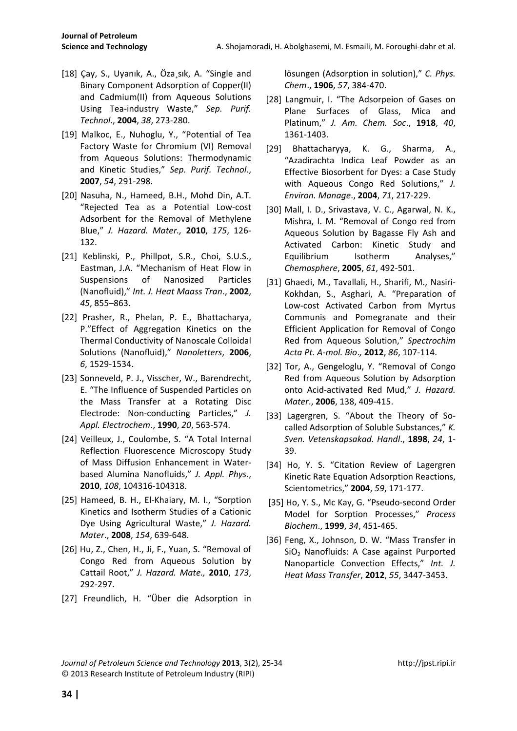[18] Çay, S., Uyanık, A., Öza¸sık, A. "Single and Binary Component Adsorption of Copper(II) and Cadmium(II) from Aqueous Solutions Using Tea-industry Waste," *Sep. Purif. Technol*., **2004**, *38*, 273-280.

[19] Malkoc, E., Nuhoglu, Y., "Potential of Tea Factory Waste for Chromium (VI) Removal from Aqueous Solutions: Thermodynamic and Kinetic Studies," *Sep. Purif. Technol*., **2007**, *54*, 291-298.

[20] Nasuha, N., Hameed, B.H., Mohd Din, A.T. "Rejected Tea as a Potential Low-cost Adsorbent for the Removal of Methylene Blue," *J. Hazard. Mater.,* **2010**, *175*, 126-132.

[21] Keblinski, P., Phillpot, S.R., Choi, S.U.S., Eastman, J.A. "Mechanism of Heat Flow in Suspensions of Nanosized Particles (Nanofluid)," *Int. J. Heat Maass Tran*., **2002**, *45*, 855–863.

[22] Prasher, R., Phelan, P. E., Bhattacharya, P."Effect of Aggregation Kinetics on the Thermal Conductivity of Nanoscale Colloidal Solutions (Nanofluid)," *Nanoletters*, **2006**, *6*, 1529-1534.

[23] Sonneveld, P. J., Visscher, W., Barendrecht, E. "The Influence of Suspended Particles on the Mass Transfer at a Rotating Disc Electrode: Non-conducting Particles," *J. Appl. Electrochem*., **1990**, *20*, 563-574.

[24] Veilleux, J., Coulombe, S. "A Total Internal Reflection Fluorescence Microscopy Study of Mass Diffusion Enhancement in Water-based Alumina Nanofluids," *J. Appl. Phys*., **2010**, *108*, 104316-104318.

[25] Hameed, B. H., El-Khaiary, M. I., "Sorption Kinetics and Isotherm Studies of a Cationic Dye Using Agricultural Waste," *J. Hazard. Mater*., **2008**, *154*, 639-648.

[26] Hu, Z., Chen, H., Ji, F., Yuan, S. "Removal of Congo Red from Aqueous Solution by Cattail Root," *J. Hazard. Mate.,* **2010**, *173*, 292-297.

[27] Freundlich, H. "Über die Adsorption in lösungen (Adsorption in solution)," *C. Phys. Chem*., **1906**, *57*, 384-470.

[28] Langmuir, I. "The Adsorpeion of Gases on Plane Surfaces of Glass, Mica and Platinum," *J. Am. Chem. Soc*., **1918**, *40*, 1361-1403.

[29] Bhattacharyya, K. G., Sharma, A., "Azadirachta Indica Leaf Powder as an Effective Biosorbent for Dyes: a Case Study with Aqueous Congo Red Solutions," *J. Environ. Manage*., **2004**, *71*, 217-229.

[30] Mall, I. D., Srivastava, V. C., Agarwal, N. K., Mishra, I. M. "Removal of Congo red from Aqueous Solution by Bagasse Fly Ash and Activated Carbon: Kinetic Study and Equilibrium Isotherm Analyses," *Chemosphere*, **2005**, *61*, 492-501.

[31] Ghaedi, M., Tavallali, H., Sharifi, M., Nasiri-Kokhdan, S., Asghari, A. "Preparation of Low-cost Activated Carbon from Myrtus Communis and Pomegranate and their Efficient Application for Removal of Congo Red from Aqueous Solution," *Spectrochim Acta Pt. A-mol. Bio*.*,* **2012**, *86*, 107-114.

[32] Tor, A., Gengeloglu, Y. "Removal of Congo Red from Aqueous Solution by Adsorption onto Acid-activated Red Mud," *J. Hazard. Mater*., **2006**, 138, 409-415.

[33] Lagergren, S. "About the Theory of So-called Adsorption of Soluble Substances," *K. Sven. Vetenskapsakad. Handl*., **1898**, *24*, 1-39.

[34] Ho, Y. S. "Citation Review of Lagergren Kinetic Rate Equation Adsorption Reactions, Scientometrics," **2004**, *59*, 171-177.

[35] Ho, Y. S., Mc Kay, G. "Pseudo-second Order Model for Sorption Processes," *Process Biochem*., **1999**, *34*, 451-465.

[36] Feng, X., Johnson, D. W. "Mass Transfer in $SiO_2$ Nanofluids: A Case against Purported Nanoparticle Convection Effects," *Int. J. Heat Mass Transfer*, **2012**, *55*, 3447-3453.